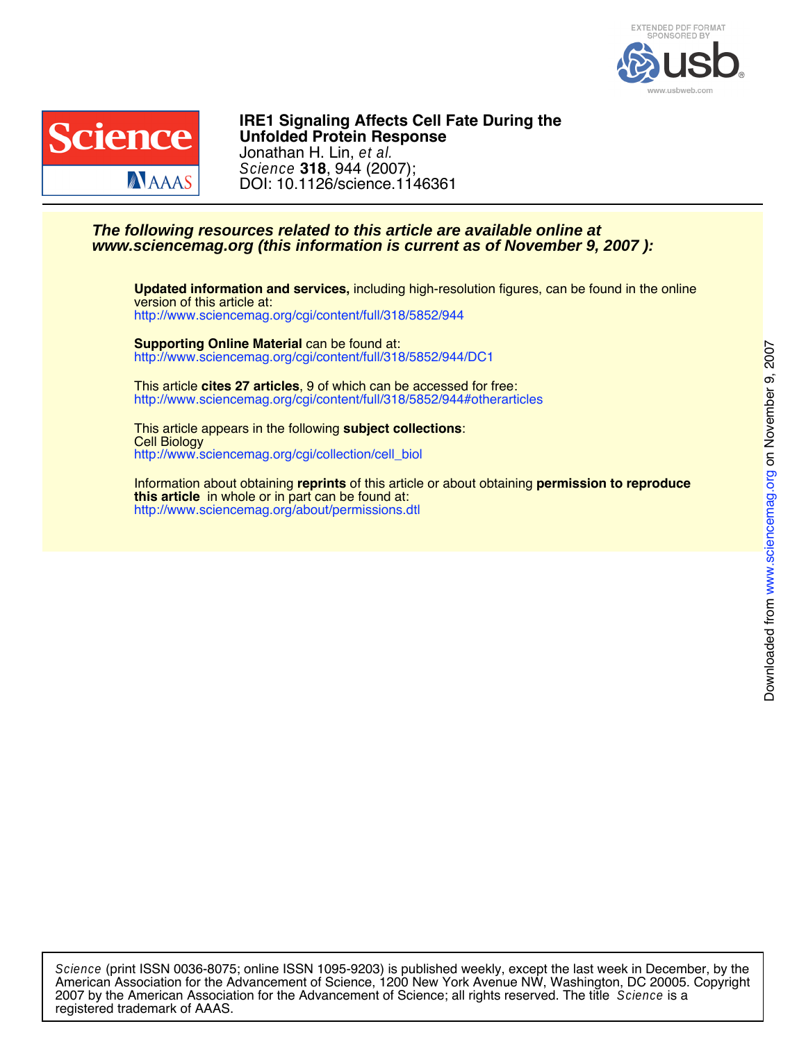EXTENDED PDF FORMAT SPONSORED BY usb www.usbweb.com

# IRE1 Signaling Affects Cell Fate During the Unfolded Protein Response

Jonathan H. Lin, *et al.*
*Science* **318**, 944 (2007);
DOI: 10.1126/science.1146361

***The following resources related to this article are available online at www.sciencemag.org (this information is current as of November 9, 2007 ):***

**Updated information and services,** including high-resolution figures, can be found in the online version of this article at:
http://www.sciencemag.org/cgi/content/full/318/5852/944

**Supporting Online Material** can be found at:
http://www.sciencemag.org/cgi/content/full/318/5852/944/DC1

This article **cites 27 articles**, 9 of which can be accessed for free:
http://www.sciencemag.org/cgi/content/full/318/5852/944#otherarticles

This article appears in the following **subject collections**:
Cell Biology
http://www.sciencemag.org/cgi/collection/cell_biol

Information about obtaining **reprints** of this article or about obtaining **permission to reproduce this article** in whole or in part can be found at:
http://www.sciencemag.org/about/permissions.dtl

Downloaded from www.sciencemag.org on November 9, 2007

*Science* (print ISSN 0036-8075; online ISSN 1095-9203) is published weekly, except the last week in December, by the American Association for the Advancement of Science, 1200 New York Avenue NW, Washington, DC 20005. Copyright 2007 by the American Association for the Advancement of Science; all rights reserved. The title *Science* is a registered trademark of AAAS.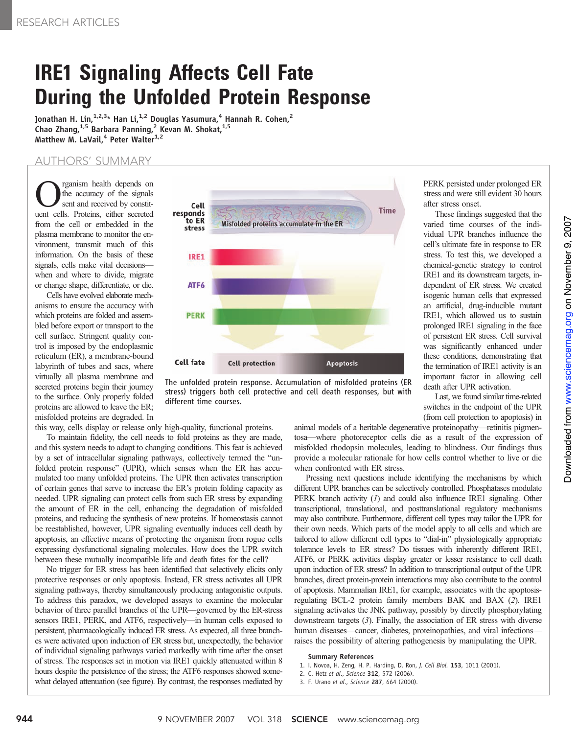RESEARCH ARTICLES

# IRE1 Signaling Affects Cell Fate During the Unfolded Protein Response

**Jonathan H. Lin,[1,2,3]* Han Li,[1,2] Douglas Yasumura,[4] Hannah R. Cohen,[2] Chao Zhang,[1,5] Barbara Panning,[2] Kevan M. Shokat,[1,5] Matthew M. LaVail,[4] Peter Walter[1,2]**

## AUTHORS' SUMMARY

Organism health depends on the accuracy of the signals sent and received by constituent cells. Proteins, either secreted from the cell or embedded in the plasma membrane to monitor the environment, transmit much of this information. On the basis of these signals, cells make vital decisions—when and where to divide, migrate or change shape, differentiate, or die.

Cells have evolved elaborate mechanisms to ensure the accuracy with which proteins are folded and assembled before export or transport to the cell surface. Stringent quality control is imposed by the endoplasmic reticulum (ER), a membrane-bound labyrinth of tubes and sacs, where virtually all plasma membrane and secreted proteins begin their journey to the surface. Only properly folded proteins are allowed to leave the ER; misfolded proteins are degraded. In this way, cells display or release only high-quality, functional proteins.

To maintain fidelity, the cell needs to fold proteins as they are made, and this system needs to adapt to changing conditions. This feat is achieved by a set of intracellular signaling pathways, collectively termed the "unfolded protein response" (UPR), which senses when the ER has accumulated too many unfolded proteins. The UPR then activates transcription of certain genes that serve to increase the ER's protein folding capacity as needed. UPR signaling can protect cells from such ER stress by expanding the amount of ER in the cell, enhancing the degradation of misfolded proteins, and reducing the synthesis of new proteins. If homeostasis cannot be reestablished, however, UPR signaling eventually induces cell death by apoptosis, an effective means of protecting the organism from rogue cells expressing dysfunctional signaling molecules. How does the UPR switch between these mutually incompatible life and death fates for the cell?

No trigger for ER stress has been identified that selectively elicits only protective responses or only apoptosis. Instead, ER stress activates all UPR signaling pathways, thereby simultaneously producing antagonistic outputs. To address this paradox, we developed assays to examine the molecular behavior of three parallel branches of the UPR—governed by the ER-stress sensors IRE1, PERK, and ATF6, respectively—in human cells exposed to persistent, pharmacologically induced ER stress. As expected, all three branches were activated upon induction of ER stress but, unexpectedly, the behavior of individual signaling pathways varied markedly with time after the onset of stress. The responses set in motion via IRE1 quickly attenuated within 8 hours despite the persistence of the stress; the ATF6 responses showed somewhat delayed attenuation (see figure). By contrast, the responses mediated by PERK persisted under prolonged ER stress and were still evident 30 hours after stress onset.

The unfolded protein response. Accumulation of misfolded proteins (ER stress) triggers both cell protective and cell death responses, but with different time courses.

These findings suggested that the varied time courses of the individual UPR branches influence the cell's ultimate fate in response to ER stress. To test this, we developed a chemical-genetic strategy to control IRE1 and its downstream targets, independent of ER stress. We created isogenic human cells that expressed an artificial, drug-inducible mutant IRE1, which allowed us to sustain prolonged IRE1 signaling in the face of persistent ER stress. Cell survival was significantly enhanced under these conditions, demonstrating that the termination of IRE1 activity is an important factor in allowing cell death after UPR activation.

Last, we found similar time-related switches in the endpoint of the UPR (from cell protection to apoptosis) in animal models of a heritable degenerative proteinopathy—retinitis pigmentosa—where photoreceptor cells die as a result of the expression of misfolded rhodopsin molecules, leading to blindness. Our findings thus provide a molecular rationale for how cells control whether to live or die when confronted with ER stress.

Pressing next questions include identifying the mechanisms by which different UPR branches can be selectively controlled. Phosphatases modulate PERK branch activity ([1]) and could also influence IRE1 signaling. Other transcriptional, translational, and posttranslational regulatory mechanisms may also contribute. Furthermore, different cell types may tailor the UPR for their own needs. Which parts of the model apply to all cells and which are tailored to allow different cell types to "dial-in" physiologically appropriate tolerance levels to ER stress? Do tissues with inherently different IRE1, ATF6, or PERK activities display greater or lesser resistance to cell death upon induction of ER stress? In addition to transcriptional output of the UPR branches, direct protein-protein interactions may also contribute to the control of apoptosis. Mammalian IRE1, for example, associates with the apoptosis-regulating BCL-2 protein family members BAK and BAX ([2]). IRE1 signaling activates the JNK pathway, possibly by directly phosphorylating downstream targets ([3]). Finally, the association of ER stress with diverse human diseases—cancer, diabetes, proteinopathies, and viral infections—raises the possibility of altering pathogenesis by manipulating the UPR.

### Summary References

1. I. Novoa, H. Zeng, H. P. Harding, D. Ron, *J. Cell Biol.* **153**, 1011 (2001).
2. C. Hetz *et al.*, *Science* **312**, 572 (2006).
3. F. Urano *et al.*, *Science* **287**, 664 (2000).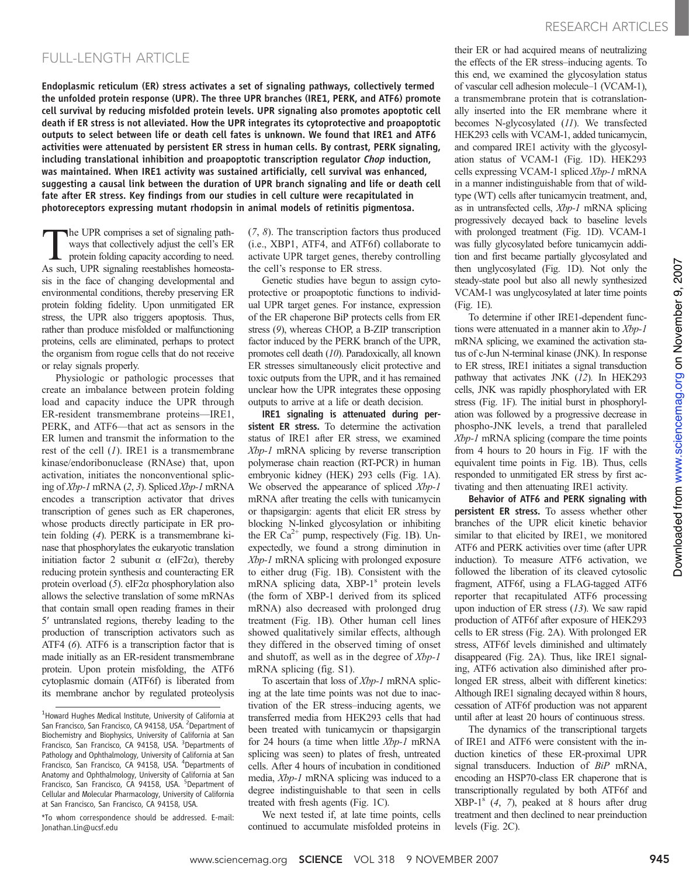## FULL-LENGTH ARTICLE

**Endoplasmic reticulum (ER) stress activates a set of signaling pathways, collectively termed the unfolded protein response (UPR). The three UPR branches (IRE1, PERK, and ATF6) promote cell survival by reducing misfolded protein levels. UPR signaling also promotes apoptotic cell death if ER stress is not alleviated. How the UPR integrates its cytoprotective and proapoptotic outputs to select between life or death cell fates is unknown. We found that IRE1 and ATF6 activities were attenuated by persistent ER stress in human cells. By contrast, PERK signaling, including translational inhibition and proapoptotic transcription regulator *Chop* induction, was maintained. When IRE1 activity was sustained artificially, cell survival was enhanced, suggesting a causal link between the duration of UPR branch signaling and life or death cell fate after ER stress. Key findings from our studies in cell culture were recapitulated in photoreceptors expressing mutant rhodopsin in animal models of retinitis pigmentosa.**

The UPR comprises a set of signaling pathways that collectively adjust the cell's ER protein folding capacity according to need. As such, UPR signaling reestablishes homeostasis in the face of changing developmental and environmental conditions, thereby preserving ER protein folding fidelity. Upon unmitigated ER stress, the UPR also triggers apoptosis. Thus, rather than produce misfolded or malfunctioning proteins, cells are eliminated, perhaps to protect the organism from rogue cells that do not receive or relay signals properly.

Physiologic or pathologic processes that create an imbalance between protein folding load and capacity induce the UPR through ER-resident transmembrane proteins—IRE1, PERK, and ATF6—that act as sensors in the ER lumen and transmit the information to the rest of the cell (*1*). IRE1 is a transmembrane kinase/endoribonuclease (RNAse) that, upon activation, initiates the nonconventional splicing of *Xbp-1* mRNA (*2*, *3*). Spliced *Xbp-1* mRNA encodes a transcription activator that drives transcription of genes such as ER chaperones, whose products directly participate in ER protein folding (*4*). PERK is a transmembrane kinase that phosphorylates the eukaryotic translation initiation factor 2 subunit α (eIF2α), thereby reducing protein synthesis and counteracting ER protein overload (*5*). eIF2α phosphorylation also allows the selective translation of some mRNAs that contain small open reading frames in their 5′ untranslated regions, thereby leading to the production of transcription activators such as ATF4 (*6*). ATF6 is a transcription factor that is made initially as an ER-resident transmembrane protein. Upon protein misfolding, the ATF6 cytoplasmic domain (ATF6f) is liberated from its membrane anchor by regulated proteolysis (*7*, *8*). The transcription factors thus produced (i.e., XBP1, ATF4, and ATF6f) collaborate to activate UPR target genes, thereby controlling the cell's response to ER stress.

Genetic studies have begun to assign cytoprotective or proapoptotic functions to individual UPR target genes. For instance, expression of the ER chaperone BiP protects cells from ER stress (*9*), whereas CHOP, a B-ZIP transcription factor induced by the PERK branch of the UPR, promotes cell death (*10*). Paradoxically, all known ER stresses simultaneously elicit protective and toxic outputs from the UPR, and it has remained unclear how the UPR integrates these opposing outputs to arrive at a life or death decision.

**IRE1 signaling is attenuated during persistent ER stress.** To determine the activation status of IRE1 after ER stress, we examined *Xbp-1* mRNA splicing by reverse transcription polymerase chain reaction (RT-PCR) in human embryonic kidney (HEK) 293 cells (Fig. 1A). We observed the appearance of spliced *Xbp-1* mRNA after treating the cells with tunicamycin or thapsigargin: agents that elicit ER stress by blocking N-linked glycosylation or inhibiting the ER $Ca^{2+}$ pump, respectively (Fig. 1B). Unexpectedly, we found a strong diminution in *Xbp-1* mRNA splicing with prolonged exposure to either drug (Fig. 1B). Consistent with the mRNA splicing data, XBP-1$^{s}$ protein levels (the form of XBP-1 derived from its spliced mRNA) also decreased with prolonged drug treatment (Fig. 1B). Other human cell lines showed qualitatively similar effects, although they differed in the observed timing of onset and shutoff, as well as in the degree of *Xbp-1* mRNA splicing (fig. S1).

To ascertain that loss of *Xbp-1* mRNA splicing at the late time points was not due to inactivation of the ER stress–inducing agents, we transferred media from HEK293 cells that had been treated with tunicamycin or thapsigargin for 24 hours (a time when little *Xbp-1* mRNA splicing was seen) to plates of fresh, untreated cells. After 4 hours of incubation in conditioned media, *Xbp-1* mRNA splicing was induced to a degree indistinguishable from that seen in cells treated with fresh agents (Fig. 1C).

We next tested if, at late time points, cells continued to accumulate misfolded proteins in their ER or had acquired means of neutralizing the effects of the ER stress–inducing agents. To this end, we examined the glycosylation status of vascular cell adhesion molecule–1 (VCAM-1), a transmembrane protein that is cotranslationally inserted into the ER membrane where it becomes N-glycosylated (*11*). We transfected HEK293 cells with VCAM-1, added tunicamycin, and compared IRE1 activity with the glycosylation status of VCAM-1 (Fig. 1D). HEK293 cells expressing VCAM-1 spliced *Xbp-1* mRNA in a manner indistinguishable from that of wild-type (WT) cells after tunicamycin treatment, and, as in untransfected cells, *Xbp-1* mRNA splicing progressively decayed back to baseline levels with prolonged treatment (Fig. 1D). VCAM-1 was fully glycosylated before tunicamycin addition and first became partially glycosylated and then unglycosylated (Fig. 1D). Not only the steady-state pool but also all newly synthesized VCAM-1 was unglycosylated at later time points (Fig. 1E).

To determine if other IRE1-dependent functions were attenuated in a manner akin to *Xbp-1* mRNA splicing, we examined the activation status of c-Jun N-terminal kinase (JNK). In response to ER stress, IRE1 initiates a signal transduction pathway that activates JNK (*12*). In HEK293 cells, JNK was rapidly phosphorylated with ER stress (Fig. 1F). The initial burst in phosphorylation was followed by a progressive decrease in phospho-JNK levels, a trend that paralleled *Xbp-1* mRNA splicing (compare the time points from 4 hours to 20 hours in Fig. 1F with the equivalent time points in Fig. 1B). Thus, cells responded to unmitigated ER stress by first activating and then attenuating IRE1 activity.

**Behavior of ATF6 and PERK signaling with persistent ER stress.** To assess whether other branches of the UPR elicit kinetic behavior similar to that elicited by IRE1, we monitored ATF6 and PERK activities over time (after UPR induction). To measure ATF6 activation, we followed the liberation of its cleaved cytosolic fragment, ATF6f, using a FLAG-tagged ATF6 reporter that recapitulated ATF6 processing upon induction of ER stress (*13*). We saw rapid production of ATF6f after exposure of HEK293 cells to ER stress (Fig. 2A). With prolonged ER stress, ATF6f levels diminished and ultimately disappeared (Fig. 2A). Thus, like IRE1 signaling, ATF6 activation also diminished after prolonged ER stress, albeit with different kinetics: Although IRE1 signaling decayed within 8 hours, cessation of ATF6f production was not apparent until after at least 20 hours of continuous stress.

The dynamics of the transcriptional targets of IRE1 and ATF6 were consistent with the induction kinetics of these ER-proximal UPR signal transducers. Induction of *BiP* mRNA, encoding an HSP70-class ER chaperone that is transcriptionally regulated by both ATF6f and XBP-1$^{s}$ (*4*, *7*), peaked at 8 hours after drug treatment and then declined to near preinduction levels (Fig. 2C).

[1]Howard Hughes Medical Institute, University of California at San Francisco, San Francisco, CA 94158, USA. [2]Department of Biochemistry and Biophysics, University of California at San Francisco, San Francisco, CA 94158, USA. [3]Departments of Pathology and Ophthalmology, University of California at San Francisco, San Francisco, CA 94158, USA. [4]Departments of Anatomy and Ophthalmology, University of California at San Francisco, San Francisco, CA 94158, USA. [5]Department of Cellular and Molecular Pharmacology, University of California at San Francisco, San Francisco, CA 94158, USA.

*To whom correspondence should be addressed. E-mail: Jonathan.Lin@ucsf.edu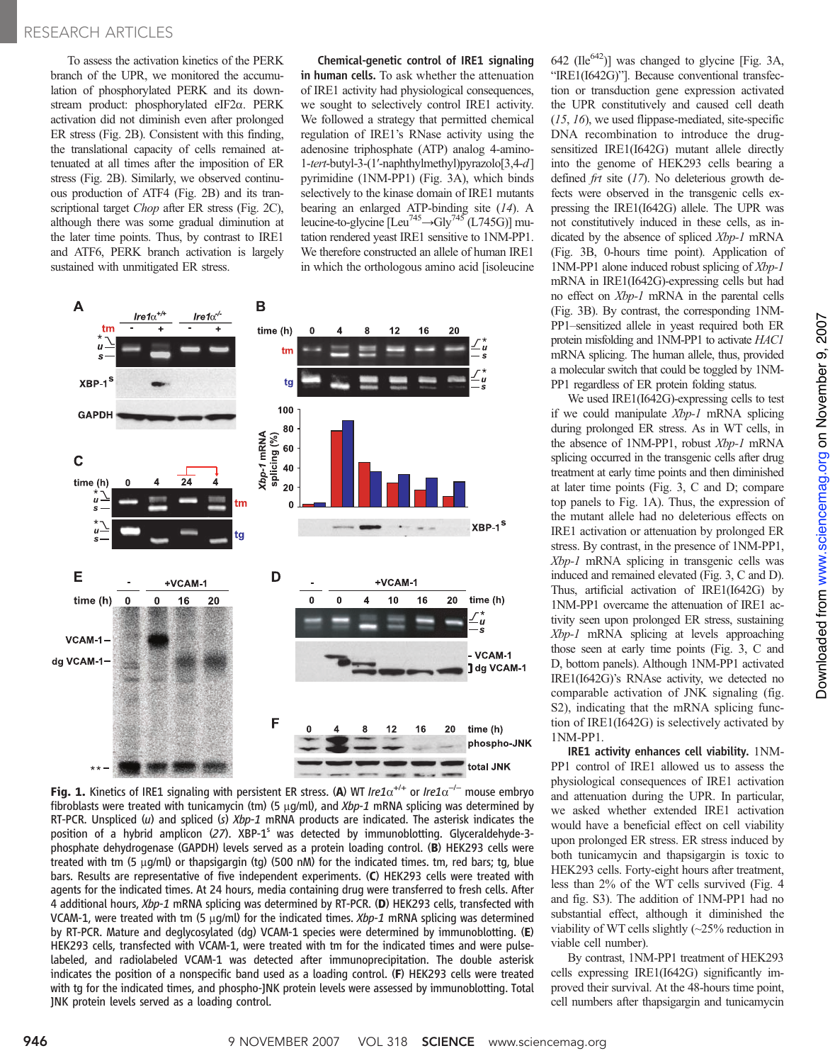To assess the activation kinetics of the PERK branch of the UPR, we monitored the accumulation of phosphorylated PERK and its downstream product: phosphorylated eIF2α. PERK activation did not diminish even after prolonged ER stress (Fig. 2B). Consistent with this finding, the translational capacity of cells remained attenuated at all times after the imposition of ER stress (Fig. 2B). Similarly, we observed continuous production of ATF4 (Fig. 2B) and its transcriptional target *Chop* after ER stress (Fig. 2C), although there was some gradual diminution at the later time points. Thus, by contrast to IRE1 and ATF6, PERK branch activation is largely sustained with unmitigated ER stress.

**Chemical-genetic control of IRE1 signaling in human cells.** To ask whether the attenuation of IRE1 activity had physiological consequences, we sought to selectively control IRE1 activity. We followed a strategy that permitted chemical regulation of IRE1's RNase activity using the adenosine triphosphate (ATP) analog 4-amino-1-*tert*-butyl-3-(1′-naphthylmethyl)pyrazolo[3,4-*d*] pyrimidine (1NM-PP1) (Fig. 3A), which binds selectively to the kinase domain of IRE1 mutants bearing an enlarged ATP-binding site (*14*). A leucine-to-glycine [$Leu^{745}$→$Gly^{745}$ (L745G)] mutation rendered yeast IRE1 sensitive to 1NM-PP1. We therefore constructed an allele of human IRE1 in which the orthologous amino acid [isoleucine 642 ($Ile^{642}$)] was changed to glycine [Fig. 3A, "IRE1(I642G)"]. Because conventional transfection or transduction gene expression activated the UPR constitutively and caused cell death (*15*, *16*), we used flippase-mediated, site-specific DNA recombination to introduce the drug-sensitized IRE1(I642G) mutant allele directly into the genome of HEK293 cells bearing a defined *frt* site (*17*). No deleterious growth defects were observed in the transgenic cells expressing the IRE1(I642G) allele. The UPR was not constitutively induced in these cells, as indicated by the absence of spliced *Xbp-1* mRNA (Fig. 3B, 0-hours time point). Application of 1NM-PP1 alone induced robust splicing of *Xbp-1* mRNA in IRE1(I642G)-expressing cells but had no effect on *Xbp-1* mRNA in the parental cells (Fig. 3B). By contrast, the corresponding 1NM-PP1–sensitized allele in yeast required both ER protein misfolding and 1NM-PP1 to activate *HAC1* mRNA splicing. The human allele, thus, provided a molecular switch that could be toggled by 1NM-PP1 regardless of ER protein folding status.

We used IRE1(I642G)-expressing cells to test if we could manipulate *Xbp-1* mRNA splicing during prolonged ER stress. As in WT cells, in the absence of 1NM-PP1, robust *Xbp-1* mRNA splicing occurred in the transgenic cells after drug treatment at early time points and then diminished at later time points (Fig. 3, C and D; compare top panels to Fig. 1A). Thus, the expression of the mutant allele had no deleterious effects on IRE1 activation or attenuation by prolonged ER stress. By contrast, in the presence of 1NM-PP1, *Xbp-1* mRNA splicing in transgenic cells was induced and remained elevated (Fig. 3, C and D). Thus, artificial activation of IRE1(I642G) by 1NM-PP1 overcame the attenuation of IRE1 activity seen upon prolonged ER stress, sustaining *Xbp-1* mRNA splicing at levels approaching those seen at early time points (Fig. 3, C and D, bottom panels). Although 1NM-PP1 activated IRE1(I642G)'s RNase activity, we detected no comparable activation of JNK signaling (fig. S2), indicating that the mRNA splicing function of IRE1(I642G) is selectively activated by 1NM-PP1.

**IRE1 activity enhances cell viability.** 1NM-PP1 control of IRE1 allowed us to assess the physiological consequences of IRE1 activation and attenuation during the UPR. In particular, we asked whether extended IRE1 activation would have a beneficial effect on cell viability upon prolonged ER stress. ER stress induced by both tunicamycin and thapsigargin is toxic to HEK293 cells. Forty-eight hours after treatment, less than 2% of the WT cells survived (Fig. 4 and fig. S3). The addition of 1NM-PP1 had no substantial effect, although it diminished the viability of WT cells slightly (~25% reduction in viable cell number).

By contrast, 1NM-PP1 treatment of HEK293 cells expressing IRE1(I642G) significantly improved their survival. At the 48-hours time point, cell numbers after thapsigargin and tunicamycin

**Fig. 1.** Kinetics of IRE1 signaling with persistent ER stress. (**A**) WT *Ire1α*$^{+/+}$ or *Ire1α*$^{-/-}$ mouse embryo fibroblasts were treated with tunicamycin (tm) (5 μg/ml), and *Xbp-1* mRNA splicing was determined by RT-PCR. Unspliced (*u*) and spliced (*s*) *Xbp-1* mRNA products are indicated. The asterisk indicates the position of a hybrid amplicon (*27*). XBP-1$^{s}$ was detected by immunoblotting. Glyceraldehyde-3-phosphate dehydrogenase (GAPDH) levels served as a protein loading control. (**B**) HEK293 cells were treated with tm (5 μg/ml) or thapsigargin (tg) (500 nM) for the indicated times. tm, red bars; tg, blue bars. Results are representative of five independent experiments. (**C**) HEK293 cells were treated with agents for the indicated times. At 24 hours, media containing drug were transferred to fresh cells. After 4 additional hours, *Xbp-1* mRNA splicing was determined by RT-PCR. (**D**) HEK293 cells, transfected with VCAM-1, were treated with tm (5 μg/ml) for the indicated times. *Xbp-1* mRNA splicing was determined by RT-PCR. Mature and deglycosylated (dg) VCAM-1 species were determined by immunoblotting. (**E**) HEK293 cells, transfected with VCAM-1, were treated with tm for the indicated times and were pulse-labeled, and radiolabeled VCAM-1 was detected after immunoprecipitation. The double asterisk indicates the position of a nonspecific band used as a loading control. (**F**) HEK293 cells were treated with tg for the indicated times, and phospho-JNK protein levels were assessed by immunoblotting. Total JNK protein levels served as a loading control.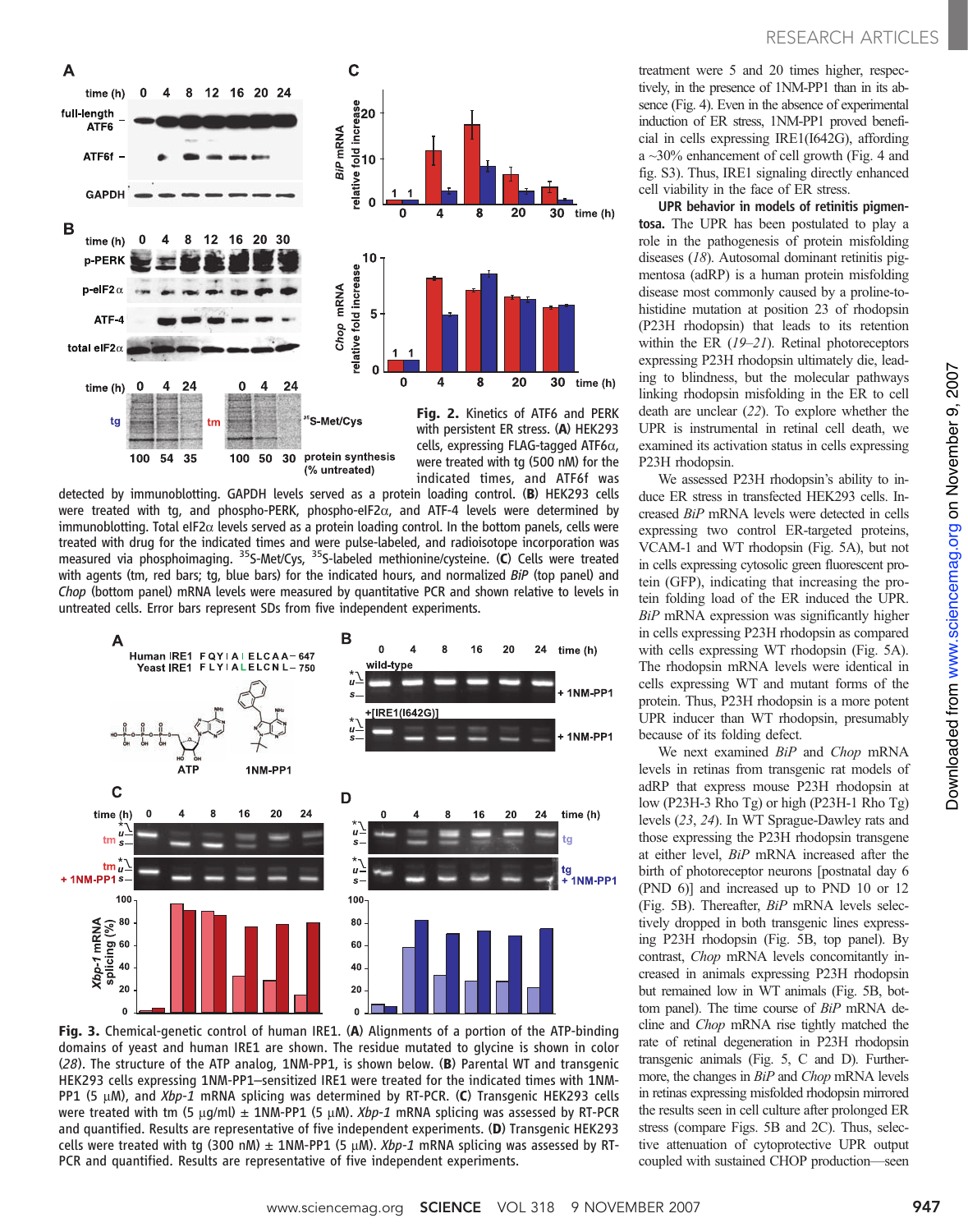**Fig. 2.** Kinetics of ATF6 and PERK with persistent ER stress. (**A**) HEK293 cells, expressing FLAG-tagged ATF6α, were treated with tg (500 nM) for the indicated times, and ATF6f was detected by immunoblotting. GAPDH levels served as a protein loading control. (**B**) HEK293 cells were treated with tg, and phospho-PERK, phospho-eIF2α, and ATF-4 levels were determined by immunoblotting. Total eIF2α levels served as a protein loading control. In the bottom panels, cells were treated with drug for the indicated times and were pulse-labeled, and radioisotope incorporation was measured via phosphoimaging. $^{35}$S-Met/Cys, $^{35}$S-labeled methionine/cysteine. (**C**) Cells were treated with agents (tm, red bars; tg, blue bars) for the indicated hours, and normalized *BiP* (top panel) and *Chop* (bottom panel) mRNA levels were measured by quantitative PCR and shown relative to levels in untreated cells. Error bars represent SDs from five independent experiments.

**Fig. 3.** Chemical-genetic control of human IRE1. (**A**) Alignments of a portion of the ATP-binding domains of yeast and human IRE1 are shown. The residue mutated to glycine is shown in color (*28*). The structure of the ATP analog, 1NM-PP1, is shown below. (**B**) Parental WT and transgenic HEK293 cells expressing 1NM-PP1–sensitized IRE1 were treated for the indicated times with 1NM-PP1 (5 μM), and *Xbp-1* mRNA splicing was determined by RT-PCR. (**C**) Transgenic HEK293 cells were treated with tm (5 μg/ml) ± 1NM-PP1 (5 μM). *Xbp-1* mRNA splicing was assessed by RT-PCR and quantified. Results are representative of five independent experiments. (**D**) Transgenic HEK293 cells were treated with tg (300 nM) ± 1NM-PP1 (5 μM). *Xbp-1* mRNA splicing was assessed by RT-PCR and quantified. Results are representative of five independent experiments.

treatment were 5 and 20 times higher, respectively, in the presence of 1NM-PP1 than in its absence (Fig. 4). Even in the absence of experimental induction of ER stress, 1NM-PP1 proved beneficial in cells expressing IRE1(I642G), affording a ~30% enhancement of cell growth (Fig. 4 and fig. S3). Thus, IRE1 signaling directly enhanced cell viability in the face of ER stress.

**UPR behavior in models of retinitis pigmentosa.** The UPR has been postulated to play a role in the pathogenesis of protein misfolding diseases (*18*). Autosomal dominant retinitis pigmentosa (adRP) is a human protein misfolding disease most commonly caused by a proline-to-histidine mutation at position 23 of rhodopsin (P23H rhodopsin) that leads to its retention within the ER (*19*–*21*). Retinal photoreceptors expressing P23H rhodopsin ultimately die, leading to blindness, but the molecular pathways linking rhodopsin misfolding in the ER to cell death are unclear (*22*). To explore whether the UPR is instrumental in retinal cell death, we examined its activation status in cells expressing P23H rhodopsin.

We assessed P23H rhodopsin's ability to induce ER stress in transfected HEK293 cells. Increased *BiP* mRNA levels were detected in cells expressing two control ER-targeted proteins, VCAM-1 and WT rhodopsin (Fig. 5A), but not in cells expressing cytosolic green fluorescent protein (GFP), indicating that increasing the protein folding load of the ER induced the UPR. *BiP* mRNA expression was significantly higher in cells expressing P23H rhodopsin as compared with cells expressing WT rhodopsin (Fig. 5A). The rhodopsin mRNA levels were identical in cells expressing WT and mutant forms of the protein. Thus, P23H rhodopsin is a more potent UPR inducer than WT rhodopsin, presumably because of its folding defect.

We next examined *BiP* and *Chop* mRNA levels in retinas from transgenic rat models of adRP that express mouse P23H rhodopsin at low (P23H-3 Rho Tg) or high (P23H-1 Rho Tg) levels (*23*, *24*). In WT Sprague-Dawley rats and those expressing the P23H rhodopsin transgene at either level, *BiP* mRNA increased after the birth of photoreceptor neurons [postnatal day 6 (PND 6)] and increased up to PND 10 or 12 (Fig. 5B). Thereafter, *BiP* mRNA levels selectively dropped in both transgenic lines expressing P23H rhodopsin (Fig. 5B, top panel). By contrast, *Chop* mRNA levels concomitantly increased in animals expressing P23H rhodopsin but remained low in WT animals (Fig. 5B, bottom panel). The time course of *BiP* mRNA decline and *Chop* mRNA rise tightly matched the rate of retinal degeneration in P23H rhodopsin transgenic animals (Fig. 5, C and D). Furthermore, the changes in *BiP* and *Chop* mRNA levels in retinas expressing misfolded rhodopsin mirrored the results seen in cell culture after prolonged ER stress (compare Figs. 5B and 2C). Thus, selective attenuation of cytoprotective UPR output coupled with sustained CHOP production—seen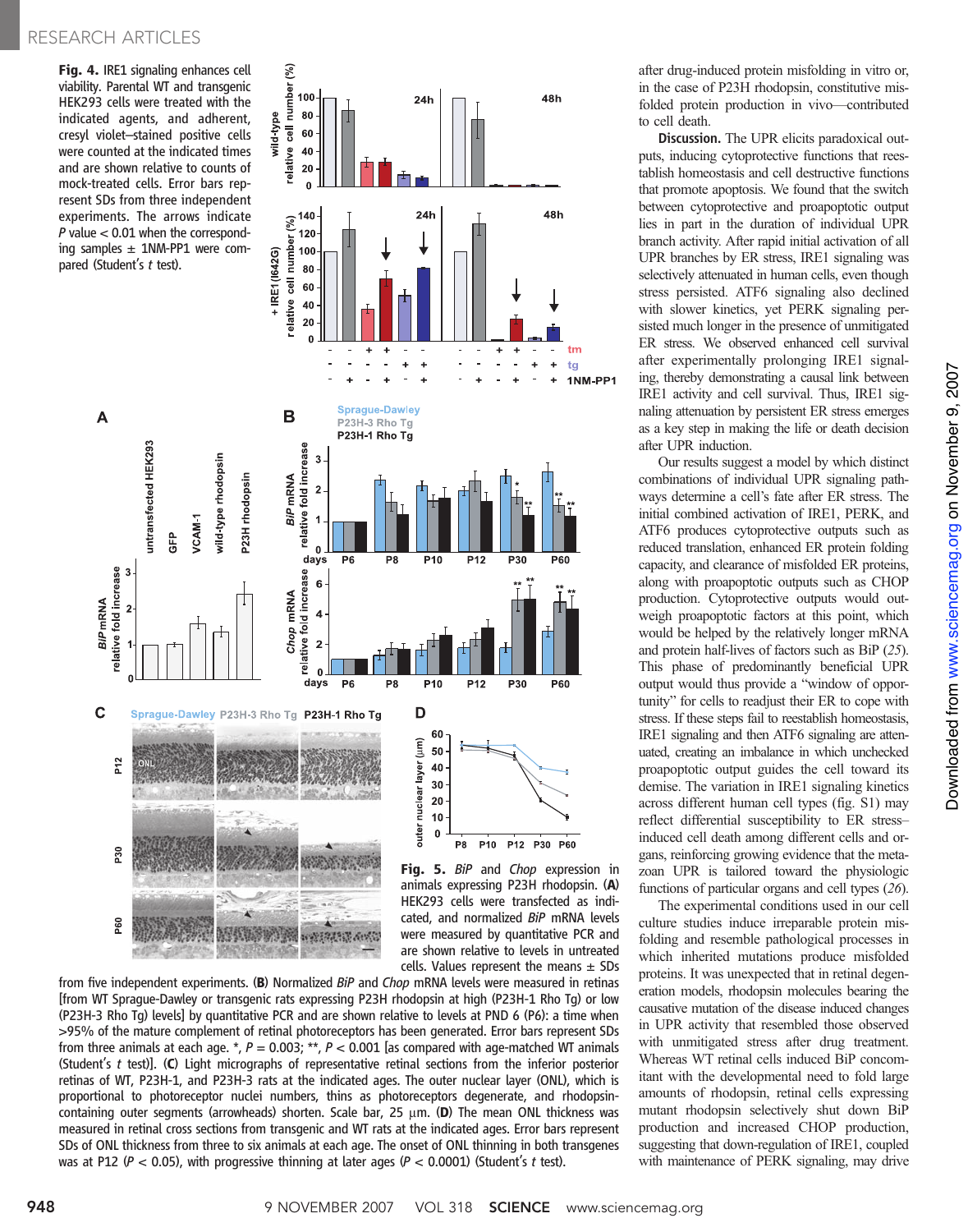**Fig. 4.** IRE1 signaling enhances cell viability. Parental WT and transgenic HEK293 cells were treated with the indicated agents, and adherent, cresyl violet–stained positive cells were counted at the indicated times and are shown relative to counts of mock-treated cells. Error bars represent SDs from three independent experiments. The arrows indicate *P* value < 0.01 when the corresponding samples ± 1NM-PP1 were compared (Student's *t* test).

**Fig. 5.** *BiP* and *Chop* expression in animals expressing P23H rhodopsin. (**A**) HEK293 cells were transfected as indicated, and normalized *BiP* mRNA levels were measured by quantitative PCR and are shown relative to levels in untreated cells. Values represent the means ± SDs from five independent experiments. (**B**) Normalized *BiP* and *Chop* mRNA levels were measured in retinas [from WT Sprague-Dawley or transgenic rats expressing P23H rhodopsin at high (P23H-1 Rho Tg) or low (P23H-3 Rho Tg) levels] by quantitative PCR and are shown relative to levels at PND 6 (P6): a time when >95% of the mature complement of retinal photoreceptors has been generated. Error bars represent SDs from three animals at each age. *, *P* = 0.003; **, *P* < 0.001 [as compared with age-matched WT animals (Student's *t* test)]. (**C**) Light micrographs of representative retinal sections from the inferior posterior retinas of WT, P23H-1, and P23H-3 rats at the indicated ages. The outer nuclear layer (ONL), which is proportional to photoreceptor nuclei numbers, thins as photoreceptors degenerate, and rhodopsin-containing outer segments (arrowheads) shorten. Scale bar, 25 μm. (**D**) The mean ONL thickness was measured in retinal cross sections from transgenic and WT rats at the indicated ages. Error bars represent SDs of ONL thickness from three to six animals at each age. The onset of ONL thinning in both transgenes was at P12 (*P* < 0.05), with progressive thinning at later ages (*P* < 0.0001) (Student's *t* test).

after drug-induced protein misfolding in vitro or, in the case of P23H rhodopsin, constitutive misfolded protein production in vivo—contributed to cell death.

**Discussion.** The UPR elicits paradoxical outputs, inducing cytoprotective functions that reestablish homeostasis and cell destructive functions that promote apoptosis. We found that the switch between cytoprotective and proapoptotic output lies in part in the duration of individual UPR branch activity. After rapid initial activation of all UPR branches by ER stress, IRE1 signaling was selectively attenuated in human cells, even though stress persisted. ATF6 signaling also declined with slower kinetics, yet PERK signaling persisted much longer in the presence of unmitigated ER stress. We observed enhanced cell survival after experimentally prolonging IRE1 signaling, thereby demonstrating a causal link between IRE1 activity and cell survival. Thus, IRE1 signaling attenuation by persistent ER stress emerges as a key step in making the life or death decision after UPR induction.

Our results suggest a model by which distinct combinations of individual UPR signaling pathways determine a cell's fate after ER stress. The initial combined activation of IRE1, PERK, and ATF6 produces cytoprotective outputs such as reduced translation, enhanced ER protein folding capacity, and clearance of misfolded ER proteins, along with proapoptotic outputs such as CHOP production. Cytoprotective outputs would outweigh proapoptotic factors at this point, which would be helped by the relatively longer mRNA and protein half-lives of factors such as BiP (*25*). This phase of predominantly beneficial UPR output would thus provide a "window of opportunity" for cells to readjust their ER to cope with stress. If these steps fail to reestablish homeostasis, IRE1 signaling and then ATF6 signaling are attenuated, creating an imbalance in which unchecked proapoptotic output guides the cell toward its demise. The variation in IRE1 signaling kinetics across different human cell types (fig. S1) may reflect differential susceptibility to ER stress–induced cell death among different cells and organs, reinforcing growing evidence that the metazoan UPR is tailored toward the physiologic functions of particular organs and cell types (*26*).

The experimental conditions used in our cell culture studies induce irreparable protein misfolding and resemble pathological processes in which inherited mutations produce misfolded proteins. It was unexpected that in retinal degeneration models, rhodopsin molecules bearing the causative mutation of the disease induced changes in UPR activity that resembled those observed with unmitigated stress after drug treatment. Whereas WT retinal cells induced BiP concomitant with the developmental need to fold large amounts of rhodopsin, retinal cells expressing mutant rhodopsin selectively shut down BiP production and increased CHOP production, suggesting that down-regulation of IRE1, coupled with maintenance of PERK signaling, may drive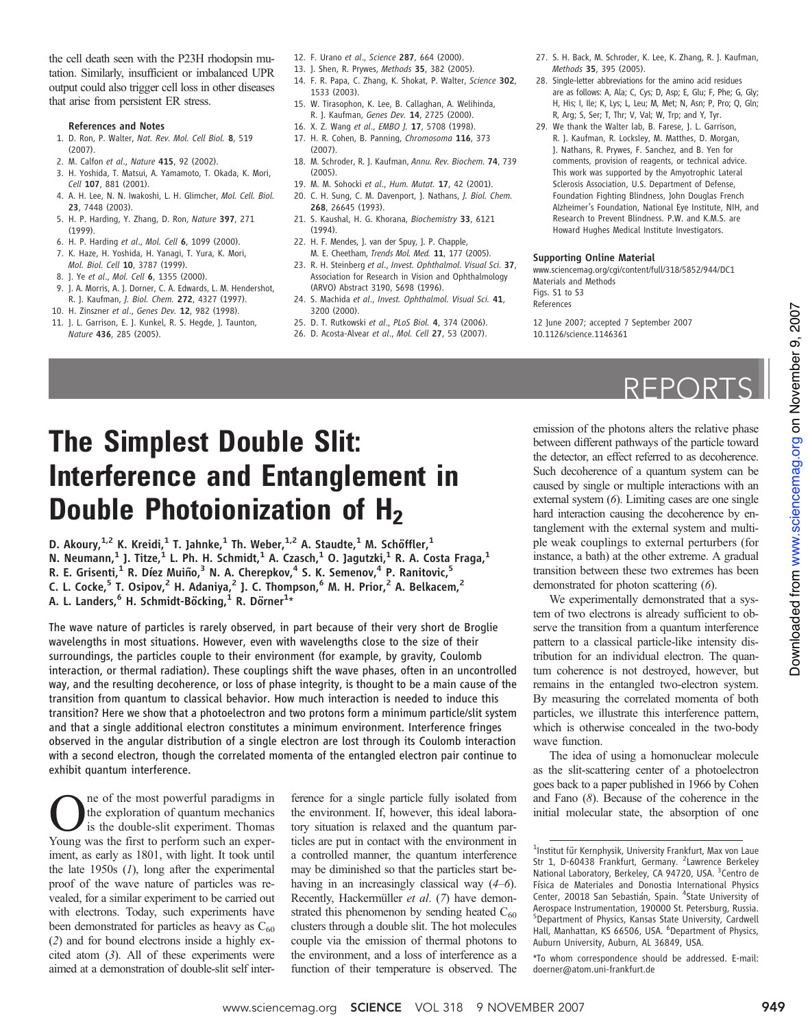the cell death seen with the P23H rhodopsin mutation. Similarly, insufficient or imbalanced UPR output could also trigger cell loss in other diseases that arise from persistent ER stress.

**References and Notes**

1. D. Ron, P. Walter, *Nat. Rev. Mol. Cell Biol.* **8**, 519 (2007).
2. M. Calfon *et al.*, *Nature* **415**, 92 (2002).
3. H. Yoshida, T. Matsui, A. Yamamoto, T. Okada, K. Mori, *Cell* **107**, 881 (2001).
4. A. H. Lee, N. N. Iwakoshi, L. H. Glimcher, *Mol. Cell. Biol.* **23**, 7448 (2003).
5. H. P. Harding, Y. Zhang, D. Ron, *Nature* **397**, 271 (1999).
6. H. P. Harding *et al.*, *Mol. Cell* **6**, 1099 (2000).
7. K. Haze, H. Yoshida, H. Yanagi, T. Yura, K. Mori, *Mol. Biol. Cell* **10**, 3787 (1999).
8. J. Ye *et al.*, *Mol. Cell* **6**, 1355 (2000).
9. J. A. Morris, A. J. Dorner, C. A. Edwards, L. M. Hendershot, R. J. Kaufman, *J. Biol. Chem.* **272**, 4327 (1997).
10. H. Zinszner *et al.*, *Genes Dev.* **12**, 982 (1998).
11. J. L. Garrison, E. J. Kunkel, R. S. Hegde, J. Taunton, *Nature* **436**, 285 (2005).
12. F. Urano *et al.*, *Science* **287**, 664 (2000).
13. J. Shen, R. Prywes, *Methods* **35**, 382 (2005).
14. F. R. Papa, C. Zhang, K. Shokat, P. Walter, *Science* **302**, 1533 (2003).
15. W. Tirasophon, K. Lee, B. Callaghan, A. Welihinda, R. J. Kaufman, *Genes Dev.* **14**, 2725 (2000).
16. X. Z. Wang *et al.*, *EMBO J.* **17**, 5708 (1998).
17. H. R. Cohen, B. Panning, *Chromosoma* **116**, 373 (2007).
18. M. Schroder, R. J. Kaufman, *Annu. Rev. Biochem.* **74**, 739 (2005).
19. M. M. Sohocki *et al.*, *Hum. Mutat.* **17**, 42 (2001).
20. C. H. Sung, C. M. Davenport, J. Nathans, *J. Biol. Chem.* **268**, 26645 (1993).
21. S. Kaushal, H. G. Khorana, *Biochemistry* **33**, 6121 (1994).
22. H. F. Mendes, J. van der Spuy, J. P. Chapple, M. E. Cheetham, *Trends Mol. Med.* **11**, 177 (2005).
23. R. H. Steinberg *et al.*, *Invest. Ophthalmol. Visual Sci.* **37**, Association for Research in Vision and Ophthalmology (ARVO) Abstract 3190, S698 (1996).
24. S. Machida *et al.*, *Invest. Ophthalmol. Visual Sci.* **41**, 3200 (2000).
25. D. T. Rutkowski *et al.*, *PLoS Biol.* **4**, 374 (2006).
26. D. Acosta-Alvear *et al.*, *Mol. Cell* **27**, 53 (2007).
27. S. H. Back, M. Schroder, K. Lee, K. Zhang, R. J. Kaufman, *Methods* **35**, 395 (2005).
28. Single-letter abbreviations for the amino acid residues are as follows: A, Ala; C, Cys; D, Asp; E, Glu; F, Phe; G, Gly; H, His; I, Ile; K, Lys; L, Leu; M, Met; N, Asn; P, Pro; Q, Gln; R, Arg; S, Ser; T, Thr; V, Val; W, Trp; and Y, Tyr.
29. We thank the Walter lab, B. Farese, J. L. Garrison, R. J. Kaufman, R. Locksley, M. Matthes, D. Morgan, J. Nathans, R. Prywes, F. Sanchez, and B. Yen for comments, provision of reagents, or technical advice. This work was supported by the Amyotrophic Lateral Sclerosis Association, U.S. Department of Defense, Foundation Fighting Blindness, John Douglas French Alzheimer's Foundation, National Eye Institute, NIH, and Research to Prevent Blindness. P.W. and K.M.S. are Howard Hughes Medical Institute Investigators.

**Supporting Online Material**

www.sciencemag.org/cgi/content/full/318/5852/944/DC1
Materials and Methods
Figs. S1 to S3
References

12 June 2007; accepted 7 September 2007
10.1126/science.1146361

REPORTS

# The Simplest Double Slit: Interference and Entanglement in Double Photoionization of $H_2$

D. Akoury,[1,2] K. Kreidi,[1] T. Jahnke,[1] Th. Weber,[1,2] A. Staudte,[1] M. Schöffler,[1] N. Neumann,[1] J. Titze,[1] L. Ph. H. Schmidt,[1] A. Czasch,[1] O. Jagutzki,[1] R. A. Costa Fraga,[1] R. E. Grisenti,[1] R. Díez Muiño,[3] N. A. Cherepkov,[4] S. K. Semenov,[4] P. Ranitovic,[5] C. L. Cocke,[5] T. Osipov,[2] H. Adaniya,[2] J. C. Thompson,[6] M. H. Prior,[2] A. Belkacem,[2] A. L. Landers,[6] H. Schmidt-Böcking,[1] R. Dörner[1]*

**The wave nature of particles is rarely observed, in part because of their very short de Broglie wavelengths in most situations. However, even with wavelengths close to the size of their surroundings, the particles couple to their environment (for example, by gravity, Coulomb interaction, or thermal radiation). These couplings shift the wave phases, often in an uncontrolled way, and the resulting decoherence, or loss of phase integrity, is thought to be a main cause of the transition from quantum to classical behavior. How much interaction is needed to induce this transition? Here we show that a photoelectron and two protons form a minimum particle/slit system and that a single additional electron constitutes a minimum environment. Interference fringes observed in the angular distribution of a single electron are lost through its Coulomb interaction with a second electron, though the correlated momenta of the entangled electron pair continue to exhibit quantum interference.**

One of the most powerful paradigms in the exploration of quantum mechanics is the double-slit experiment. Thomas Young was the first to perform such an experiment, as early as 1801, with light. It took until the late 1950s (*1*), long after the experimental proof of the wave nature of particles was revealed, for a similar experiment to be carried out with electrons. Today, such experiments have been demonstrated for particles as heavy as $C_{60}$ (*2*) and for bound electrons inside a highly excited atom (*3*). All of these experiments were aimed at a demonstration of double-slit self interference for a single particle fully isolated from the environment. If, however, this ideal laboratory situation is relaxed and the quantum particles are put in contact with the environment in a controlled manner, the quantum interference may be diminished so that the particles start behaving in an increasingly classical way (*4*–*6*). Recently, Hackermüller *et al.* (*7*) have demonstrated this phenomenon by sending heated $C_{60}$ clusters through a double slit. The hot molecules couple via the emission of thermal photons to the environment, and a loss of interference as a function of their temperature is observed. The emission of the photons alters the relative phase between different pathways of the particle toward the detector, an effect referred to as decoherence. Such decoherence of a quantum system can be caused by single or multiple interactions with an external system (*6*). Limiting cases are one single hard interaction causing the decoherence by entanglement with the external system and multiple weak couplings to external perturbers (for instance, a bath) at the other extreme. A gradual transition between these two extremes has been demonstrated for photon scattering (*6*).

We experimentally demonstrated that a system of two electrons is already sufficient to observe the transition from a quantum interference pattern to a classical particle-like intensity distribution for an individual electron. The quantum coherence is not destroyed, however, but remains in the entangled two-electron system. By measuring the correlated momenta of both particles, we illustrate this interference pattern, which is otherwise concealed in the two-body wave function.

The idea of using a homonuclear molecule as the slit-scattering center of a photoelectron goes back to a paper published in 1966 by Cohen and Fano (*8*). Because of the coherence in the initial molecular state, the absorption of one

[1]Institut für Kernphysik, University Frankfurt, Max von Laue Str 1, D-60438 Frankfurt, Germany. [2]Lawrence Berkeley National Laboratory, Berkeley, CA 94720, USA. [3]Centro de Física de Materiales and Donostia International Physics Center, 20018 San Sebastián, Spain. [4]State University of Aerospace Instrumentation, 190000 St. Petersburg, Russia. [5]Department of Physics, Kansas State University, Cardwell Hall, Manhattan, KS 66506, USA. [6]Department of Physics, Auburn University, Auburn, AL 36849, USA.

*To whom correspondence should be addressed. E-mail: doerner@atom.uni-frankfurt.de